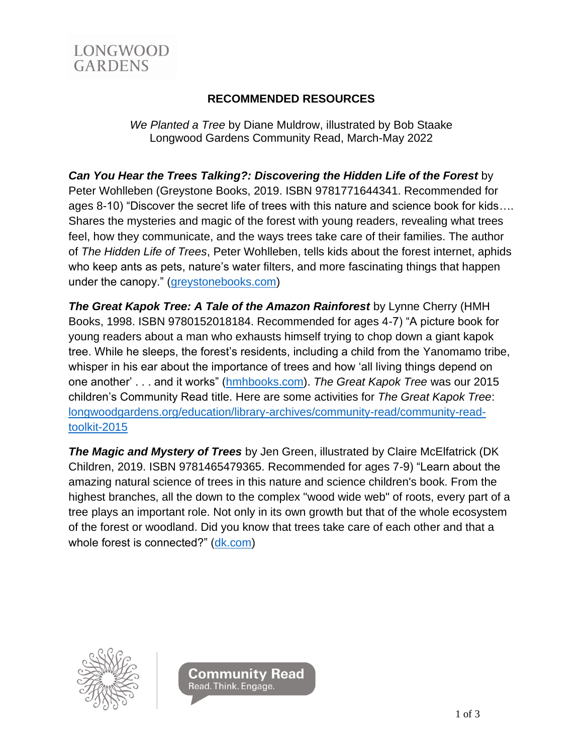LONGWOOD
GARDENS

# RECOMMENDED RESOURCES

*We Planted a Tree* by Diane Muldrow, illustrated by Bob Staake
Longwood Gardens Community Read, March-May 2022

***Can You Hear the Trees Talking?: Discovering the Hidden Life of the Forest*** by Peter Wohlleben (Greystone Books, 2019. ISBN 9781771644341. Recommended for ages 8-10) "Discover the secret life of trees with this nature and science book for kids…. Shares the mysteries and magic of the forest with young readers, revealing what trees feel, how they communicate, and the ways trees take care of their families. The author of *The Hidden Life of Trees*, Peter Wohlleben, tells kids about the forest internet, aphids who keep ants as pets, nature's water filters, and more fascinating things that happen under the canopy." (greystonebooks.com)

***The Great Kapok Tree: A Tale of the Amazon Rainforest*** by Lynne Cherry (HMH Books, 1998. ISBN 9780152018184. Recommended for ages 4-7) "A picture book for young readers about a man who exhausts himself trying to chop down a giant kapok tree. While he sleeps, the forest's residents, including a child from the Yanomamo tribe, whisper in his ear about the importance of trees and how 'all living things depend on one another' . . . and it works" (hmhbooks.com). *The Great Kapok Tree* was our 2015 children's Community Read title. Here are some activities for *The Great Kapok Tree*: longwoodgardens.org/education/library-archives/community-read/community-read-toolkit-2015

***The Magic and Mystery of Trees*** by Jen Green, illustrated by Claire McElfatrick (DK Children, 2019. ISBN 9781465479365. Recommended for ages 7-9) "Learn about the amazing natural science of trees in this nature and science children's book. From the highest branches, all the down to the complex "wood wide web" of roots, every part of a tree plays an important role. Not only in its own growth but that of the whole ecosystem of the forest or woodland. Did you know that trees take care of each other and that a whole forest is connected?" (dk.com)

Community Read
Read. Think. Engage.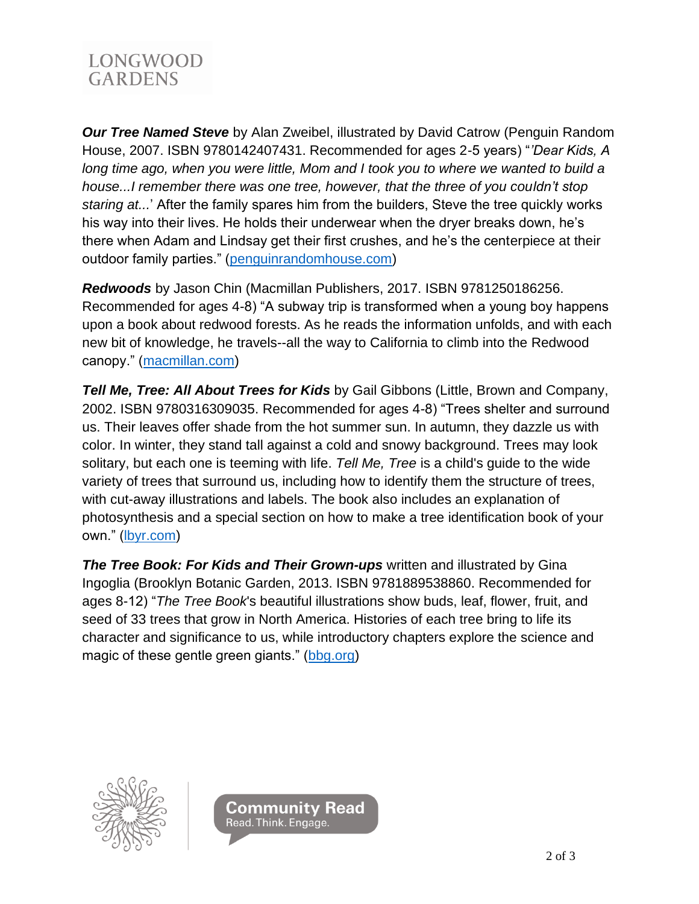***Our Tree Named Steve*** by Alan Zweibel, illustrated by David Catrow (Penguin Random House, 2007. ISBN 9780142407431. Recommended for ages 2-5 years) "*'Dear Kids, A long time ago, when you were little, Mom and I took you to where we wanted to build a house...I remember there was one tree, however, that the three of you couldn't stop staring at...'* After the family spares him from the builders, Steve the tree quickly works his way into their lives. He holds their underwear when the dryer breaks down, he's there when Adam and Lindsay get their first crushes, and he's the centerpiece at their outdoor family parties." ([penguinrandomhouse.com](penguinrandomhouse.com))

***Redwoods*** by Jason Chin (Macmillan Publishers, 2017. ISBN 9781250186256. Recommended for ages 4-8) "A subway trip is transformed when a young boy happens upon a book about redwood forests. As he reads the information unfolds, and with each new bit of knowledge, he travels--all the way to California to climb into the Redwood canopy." ([macmillan.com](macmillan.com))

***Tell Me, Tree: All About Trees for Kids*** by Gail Gibbons (Little, Brown and Company, 2002. ISBN 9780316309035. Recommended for ages 4-8) "Trees shelter and surround us. Their leaves offer shade from the hot summer sun. In autumn, they dazzle us with color. In winter, they stand tall against a cold and snowy background. Trees may look solitary, but each one is teeming with life. *Tell Me, Tree* is a child's guide to the wide variety of trees that surround us, including how to identify them the structure of trees, with cut-away illustrations and labels. The book also includes an explanation of photosynthesis and a special section on how to make a tree identification book of your own." ([lbyr.com](lbyr.com))

***The Tree Book: For Kids and Their Grown-ups*** written and illustrated by Gina Ingoglia (Brooklyn Botanic Garden, 2013. ISBN 9781889538860. Recommended for ages 8-12) "*The Tree Book*'s beautiful illustrations show buds, leaf, flower, fruit, and seed of 33 trees that grow in North America. Histories of each tree bring to life its character and significance to us, while introductory chapters explore the science and magic of these gentle green giants." ([bbg.org](bbg.org))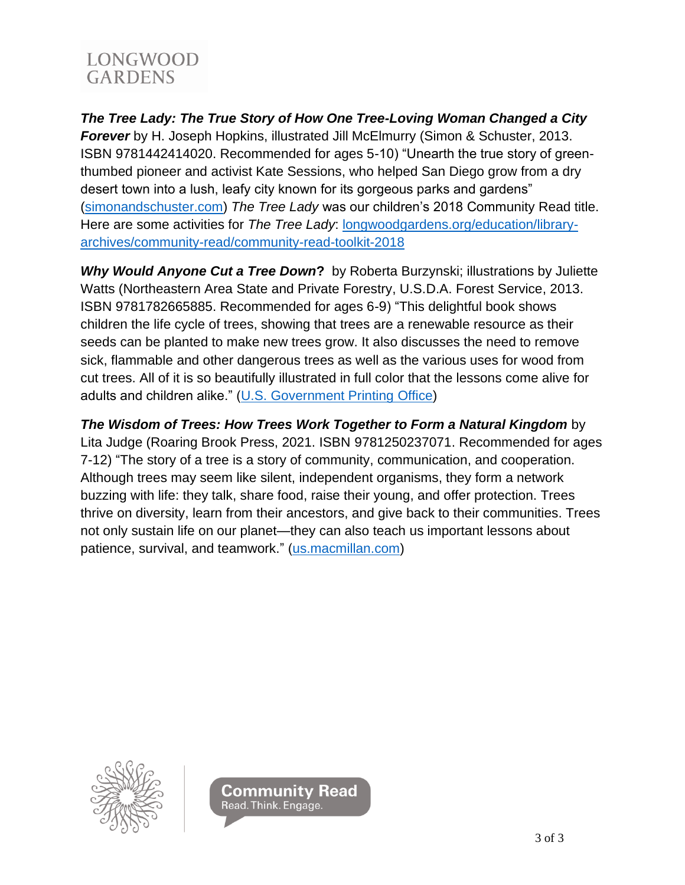***The Tree Lady: The True Story of How One Tree-Loving Woman Changed a City Forever*** by H. Joseph Hopkins, illustrated Jill McElmurry (Simon & Schuster, 2013. ISBN 9781442414020. Recommended for ages 5-10) "Unearth the true story of green-thumbed pioneer and activist Kate Sessions, who helped San Diego grow from a dry desert town into a lush, leafy city known for its gorgeous parks and gardens" ([simonandschuster.com](simonandschuster.com)) *The Tree Lady* was our children's 2018 Community Read title. Here are some activities for *The Tree Lady*: [longwoodgardens.org/education/library-archives/community-read/community-read-toolkit-2018](longwoodgardens.org/education/library-archives/community-read/community-read-toolkit-2018)

***Why Would Anyone Cut a Tree Down*?** by Roberta Burzynski; illustrations by Juliette Watts (Northeastern Area State and Private Forestry, U.S.D.A. Forest Service, 2013. ISBN 9781782665885. Recommended for ages 6-9) "This delightful book shows children the life cycle of trees, showing that trees are a renewable resource as their seeds can be planted to make new trees grow. It also discusses the need to remove sick, flammable and other dangerous trees as well as the various uses for wood from cut trees. All of it is so beautifully illustrated in full color that the lessons come alive for adults and children alike." (U.S. Government Printing Office)

***The Wisdom of Trees: How Trees Work Together to Form a Natural Kingdom*** by Lita Judge (Roaring Brook Press, 2021. ISBN 9781250237071. Recommended for ages 7-12) "The story of a tree is a story of community, communication, and cooperation. Although trees may seem like silent, independent organisms, they form a network buzzing with life: they talk, share food, raise their young, and offer protection. Trees thrive on diversity, learn from their ancestors, and give back to their communities. Trees not only sustain life on our planet—they can also teach us important lessons about patience, survival, and teamwork." ([us.macmillan.com](us.macmillan.com))